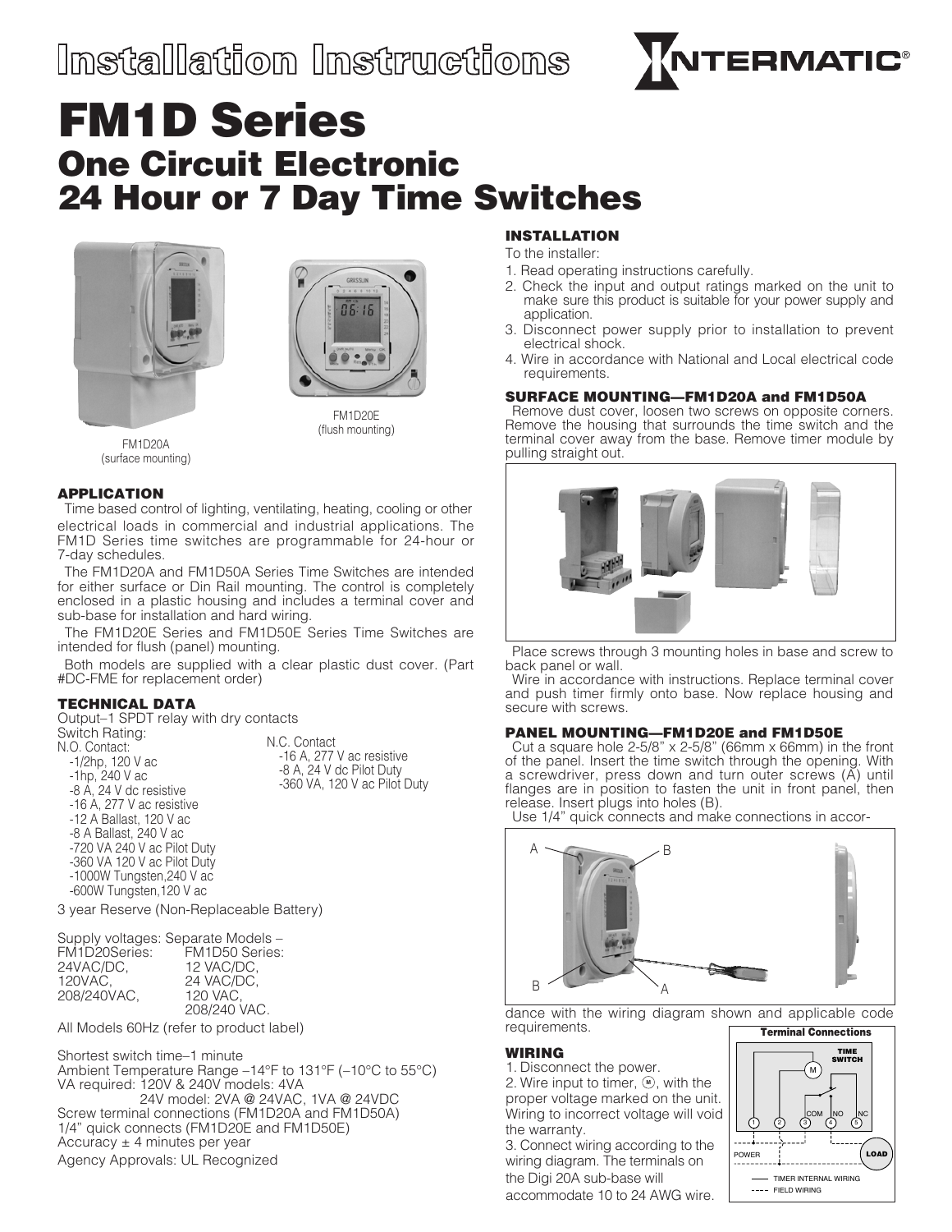# Installation Instructions

# FM1D Series

## One Circuit Electronic 24 Hour or 7 Day Time Switches

FM1D20A
(surface mounting)

FM1D20E
(flush mounting)

### APPLICATION

Time based control of lighting, ventilating, heating, cooling or other electrical loads in commercial and industrial applications. The FM1D Series time switches are programmable for 24-hour or 7-day schedules.

The FM1D20A and FM1D50A Series Time Switches are intended for either surface or Din Rail mounting. The control is completely enclosed in a plastic housing and includes a terminal cover and sub-base for installation and hard wiring.

The FM1D20E Series and FM1D50E Series Time Switches are intended for flush (panel) mounting.

Both models are supplied with a clear plastic dust cover. (Part #DC-FME for replacement order)

### TECHNICAL DATA

Output–1 SPDT relay with dry contacts

Switch Rating:

N.O. Contact:
- -1/2hp, 120 V ac
- -1hp, 240 V ac
- -8 A, 24 V dc resistive
- -16 A, 277 V ac resistive
- -12 A Ballast, 120 V ac
- -8 A Ballast, 240 V ac
- -720 VA 240 V ac Pilot Duty
- -360 VA 120 V ac Pilot Duty
- -1000W Tungsten,240 V ac
- -600W Tungsten,120 V ac

N.C. Contact
- -16 A, 277 V ac resistive
- -8 A, 24 V dc Pilot Duty
- -360 VA, 120 V ac Pilot Duty

3 year Reserve (Non-Replaceable Battery)

Supply voltages: Separate Models –

| FM1D20Series: | FM1D50 Series: |
|---|---|
| 24VAC/DC, | 12 VAC/DC, |
| 120VAC, | 24 VAC/DC, |
| 208/240VAC, | 120 VAC, |
| | 208/240 VAC. |

All Models 60Hz (refer to product label)

Shortest switch time–1 minute

Ambient Temperature Range –14°F to 131°F (–10°C to 55°C)

VA required: 120V & 240V models: 4VA
24V model: 2VA @ 24VAC, 1VA @ 24VDC

Screw terminal connections (FM1D20A and FM1D50A)

1/4" quick connects (FM1D20E and FM1D50E)

Accuracy ± 4 minutes per year

Agency Approvals: UL Recognized

### INSTALLATION

To the installer:

1. Read operating instructions carefully.
2. Check the input and output ratings marked on the unit to make sure this product is suitable for your power supply and application.
3. Disconnect power supply prior to installation to prevent electrical shock.
4. Wire in accordance with National and Local electrical code requirements.

### SURFACE MOUNTING—FM1D20A and FM1D50A

Remove dust cover, loosen two screws on opposite corners. Remove the housing that surrounds the time switch and the terminal cover away from the base. Remove timer module by pulling straight out.

Place screws through 3 mounting holes in base and screw to back panel or wall.

Wire in accordance with instructions. Replace terminal cover and push timer firmly onto base. Now replace housing and secure with screws.

### PANEL MOUNTING—FM1D20E and FM1D50E

Cut a square hole 2-5/8" x 2-5/8" (66mm x 66mm) in the front of the panel. Insert the time switch through the opening. With a screwdriver, press down and turn outer screws (A) until flanges are in position to fasten the unit in front panel, then release. Insert plugs into holes (B).

Use 1/4" quick connects and make connections in accordance with the wiring diagram shown and applicable code requirements.

### WIRING

1. Disconnect the power.
2. Wire input to timer, Ⓜ, with the proper voltage marked on the unit. Wiring to incorrect voltage will void the warranty.
3. Connect wiring according to the wiring diagram. The terminals on the Digi 20A sub-base will accommodate 10 to 24 AWG wire.

**Terminal Connections**

TIME SWITCH — M — COM NO NC — 1 2 3 4 5 — POWER — LOAD

—— TIMER INTERNAL WIRING
---- FIELD WIRING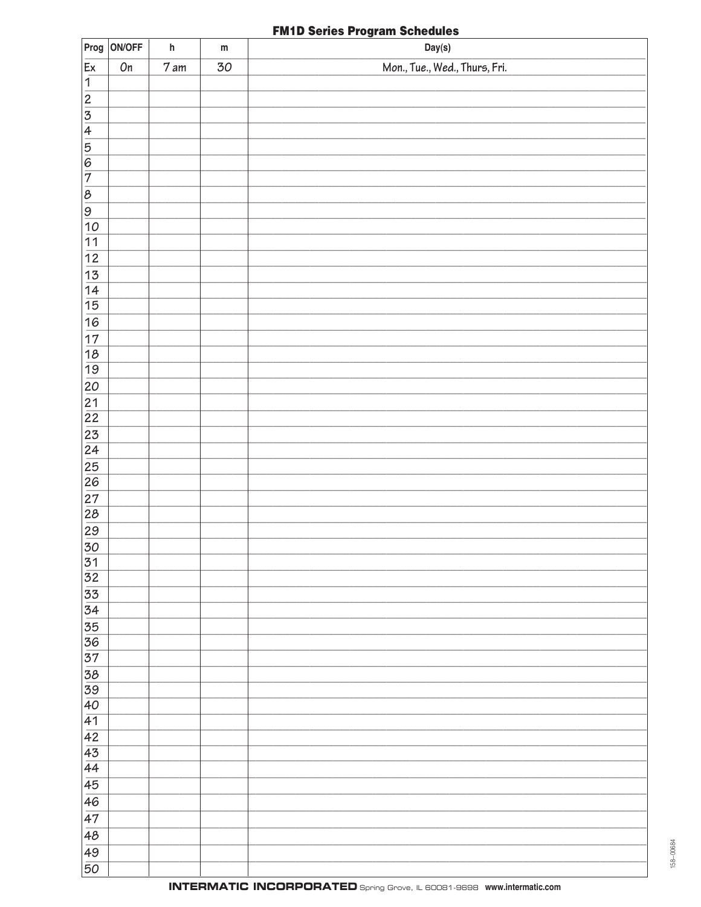# FM1D Series Program Schedules

| Prog | ON/OFF | h | m | Day(s) |
|---|---|---|---|---|
| Ex | On | 7 am | 30 | Mon., Tue., Wed., Thurs, Fri. |
| 1 | | | | |
| 2 | | | | |
| 3 | | | | |
| 4 | | | | |
| 5 | | | | |
| 6 | | | | |
| 7 | | | | |
| 8 | | | | |
| 9 | | | | |
| 10 | | | | |
| 11 | | | | |
| 12 | | | | |
| 13 | | | | |
| 14 | | | | |
| 15 | | | | |
| 16 | | | | |
| 17 | | | | |
| 18 | | | | |
| 19 | | | | |
| 20 | | | | |
| 21 | | | | |
| 22 | | | | |
| 23 | | | | |
| 24 | | | | |
| 25 | | | | |
| 26 | | | | |
| 27 | | | | |
| 28 | | | | |
| 29 | | | | |
| 30 | | | | |
| 31 | | | | |
| 32 | | | | |
| 33 | | | | |
| 34 | | | | |
| 35 | | | | |
| 36 | | | | |
| 37 | | | | |
| 38 | | | | |
| 39 | | | | |
| 40 | | | | |
| 41 | | | | |
| 42 | | | | |
| 43 | | | | |
| 44 | | | | |
| 45 | | | | |
| 46 | | | | |
| 47 | | | | |
| 48 | | | | |
| 49 | | | | |
| 50 | | | | |

**INTERMATIC INCORPORATED** Spring Grove, IL 60081-9698 **www.intermatic.com**

158-00684